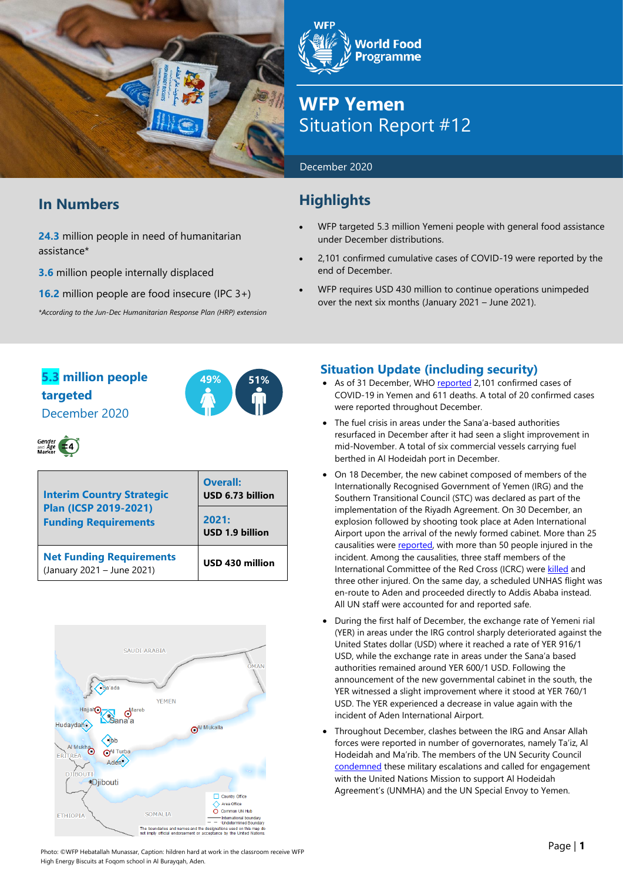# WFP Yemen
## Situation Report #12

December 2020

## In Numbers

**24.3** million people in need of humanitarian assistance*

**3.6** million people internally displaced

**16.2** million people are food insecure (IPC 3+)

*According to the Jun-Dec Humanitarian Response Plan (HRP) extension

## Highlights

- WFP targeted 5.3 million Yemeni people with general food assistance under December distributions.
- 2,101 confirmed cumulative cases of COVID-19 were reported by the end of December.
- WFP requires USD 430 million to continue operations unimpeded over the next six months (January 2021 – June 2021).

**5.3 million people targeted**
December 2020

49% 51%

Gender and Age Marker 4

| Interim Country Strategic Plan (ICSP 2019-2021) Funding Requirements | Overall: USD 6.73 billion |
|---|---|
| | 2021: USD 1.9 billion |
| Net Funding Requirements (January 2021 – June 2021) | USD 430 million |

## Situation Update (including security)

- As of 31 December, WHO reported 2,101 confirmed cases of COVID-19 in Yemen and 611 deaths. A total of 20 confirmed cases were reported throughout December.
- The fuel crisis in areas under the Sana'a-based authorities resurfaced in December after it had seen a slight improvement in mid-November. A total of six commercial vessels carrying fuel berthed in Al Hodeidah port in December.
- On 18 December, the new cabinet composed of members of the Internationally Recognised Government of Yemen (IRG) and the Southern Transitional Council (STC) was declared as part of the implementation of the Riyadh Agreement. On 30 December, an explosion followed by shooting took place at Aden International Airport upon the arrival of the newly formed cabinet. More than 25 causalities were reported, with more than 50 people injured in the incident. Among the causalities, three staff members of the International Committee of the Red Cross (ICRC) were killed and three other injured. On the same day, a scheduled UNHAS flight was en-route to Aden and proceeded directly to Addis Ababa instead. All UN staff were accounted for and reported safe.
- During the first half of December, the exchange rate of Yemeni rial (YER) in areas under the IRG control sharply deteriorated against the United States dollar (USD) where it reached a rate of YER 916/1 USD, while the exchange rate in areas under the Sana'a based authorities remained around YER 600/1 USD. Following the announcement of the new governmental cabinet in the south, the YER witnessed a slight improvement where it stood at YER 760/1 USD. The YER experienced a decrease in value again with the incident of Aden International Airport.
- Throughout December, clashes between the IRG and Ansar Allah forces were reported in number of governorates, namely Ta'iz, Al Hodeidah and Ma'rib. The members of the UN Security Council condemned these military escalations and called for engagement with the United Nations Mission to support Al Hodeidah Agreement's (UNMHA) and the UN Special Envoy to Yemen.

The boundaries and names and the designations used on this map do not imply official endorsement or acceptance by the United Nations.

Photo: ©WFP Hebatallah Munassar, Caption: hildren hard at work in the classroom receive WFP High Energy Biscuits at Foqom school in Al Burayqah, Aden.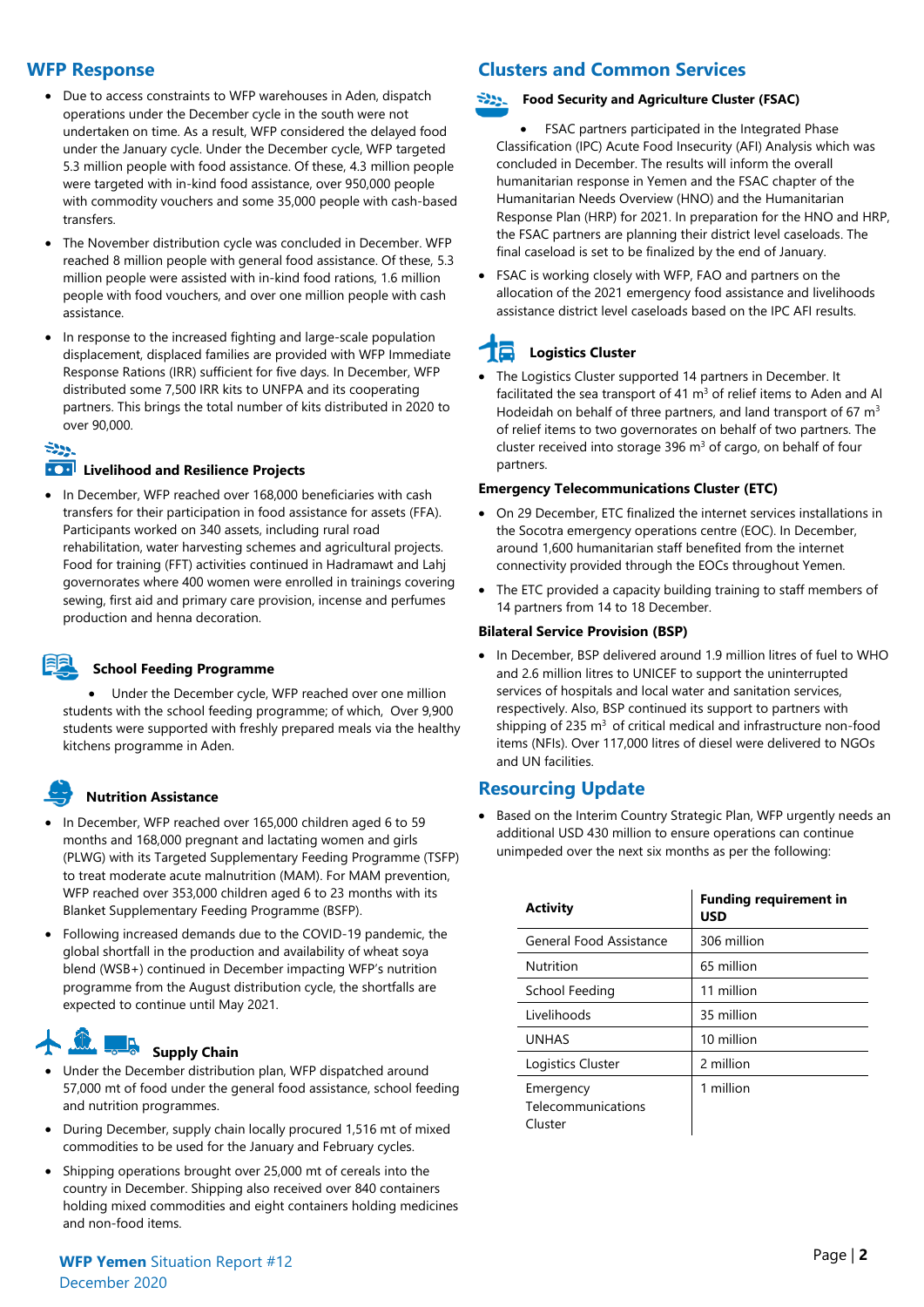## WFP Response

- Due to access constraints to WFP warehouses in Aden, dispatch operations under the December cycle in the south were not undertaken on time. As a result, WFP considered the delayed food under the January cycle. Under the December cycle, WFP targeted 5.3 million people with food assistance. Of these, 4.3 million people were targeted with in-kind food assistance, over 950,000 people with commodity vouchers and some 35,000 people with cash-based transfers.
- The November distribution cycle was concluded in December. WFP reached 8 million people with general food assistance. Of these, 5.3 million people were assisted with in-kind food rations, 1.6 million people with food vouchers, and over one million people with cash assistance.
- In response to the increased fighting and large-scale population displacement, displaced families are provided with WFP Immediate Response Rations (IRR) sufficient for five days. In December, WFP distributed some 7,500 IRR kits to UNFPA and its cooperating partners. This brings the total number of kits distributed in 2020 to over 90,000.

### Livelihood and Resilience Projects

- In December, WFP reached over 168,000 beneficiaries with cash transfers for their participation in food assistance for assets (FFA). Participants worked on 340 assets, including rural road rehabilitation, water harvesting schemes and agricultural projects. Food for training (FFT) activities continued in Hadramawt and Lahj governorates where 400 women were enrolled in trainings covering sewing, first aid and primary care provision, incense and perfumes production and henna decoration.

### School Feeding Programme

- Under the December cycle, WFP reached over one million students with the school feeding programme; of which, Over 9,900 students were supported with freshly prepared meals via the healthy kitchens programme in Aden.

### Nutrition Assistance

- In December, WFP reached over 165,000 children aged 6 to 59 months and 168,000 pregnant and lactating women and girls (PLWG) with its Targeted Supplementary Feeding Programme (TSFP) to treat moderate acute malnutrition (MAM). For MAM prevention, WFP reached over 353,000 children aged 6 to 23 months with its Blanket Supplementary Feeding Programme (BSFP).
- Following increased demands due to the COVID-19 pandemic, the global shortfall in the production and availability of wheat soya blend (WSB+) continued in December impacting WFP's nutrition programme from the August distribution cycle, the shortfalls are expected to continue until May 2021.

### Supply Chain

- Under the December distribution plan, WFP dispatched around 57,000 mt of food under the general food assistance, school feeding and nutrition programmes.
- During December, supply chain locally procured 1,516 mt of mixed commodities to be used for the January and February cycles.
- Shipping operations brought over 25,000 mt of cereals into the country in December. Shipping also received over 840 containers holding mixed commodities and eight containers holding medicines and non-food items.

## Clusters and Common Services

### Food Security and Agriculture Cluster (FSAC)

- FSAC partners participated in the Integrated Phase Classification (IPC) Acute Food Insecurity (AFI) Analysis which was concluded in December. The results will inform the overall humanitarian response in Yemen and the FSAC chapter of the Humanitarian Needs Overview (HNO) and the Humanitarian Response Plan (HRP) for 2021. In preparation for the HNO and HRP, the FSAC partners are planning their district level caseloads. The final caseload is set to be finalized by the end of January.
- FSAC is working closely with WFP, FAO and partners on the allocation of the 2021 emergency food assistance and livelihoods assistance district level caseloads based on the IPC AFI results.

### Logistics Cluster

- The Logistics Cluster supported 14 partners in December. It facilitated the sea transport of 41 $m^3$ of relief items to Aden and Al Hodeidah on behalf of three partners, and land transport of 67 $m^3$ of relief items to two governorates on behalf of two partners. The cluster received into storage 396 $m^3$ of cargo, on behalf of four partners.

### Emergency Telecommunications Cluster (ETC)

- On 29 December, ETC finalized the internet services installations in the Socotra emergency operations centre (EOC). In December, around 1,600 humanitarian staff benefited from the internet connectivity provided through the EOCs throughout Yemen.
- The ETC provided a capacity building training to staff members of 14 partners from 14 to 18 December.

### Bilateral Service Provision (BSP)

- In December, BSP delivered around 1.9 million litres of fuel to WHO and 2.6 million litres to UNICEF to support the uninterrupted services of hospitals and local water and sanitation services, respectively. Also, BSP continued its support to partners with shipping of 235 $m^3$ of critical medical and infrastructure non-food items (NFIs). Over 117,000 litres of diesel were delivered to NGOs and UN facilities.

## Resourcing Update

- Based on the Interim Country Strategic Plan, WFP urgently needs an additional USD 430 million to ensure operations can continue unimpeded over the next six months as per the following:

| Activity | Funding requirement in USD |
|---|---|
| General Food Assistance | 306 million |
| Nutrition | 65 million |
| School Feeding | 11 million |
| Livelihoods | 35 million |
| UNHAS | 10 million |
| Logistics Cluster | 2 million |
| Emergency Telecommunications Cluster | 1 million |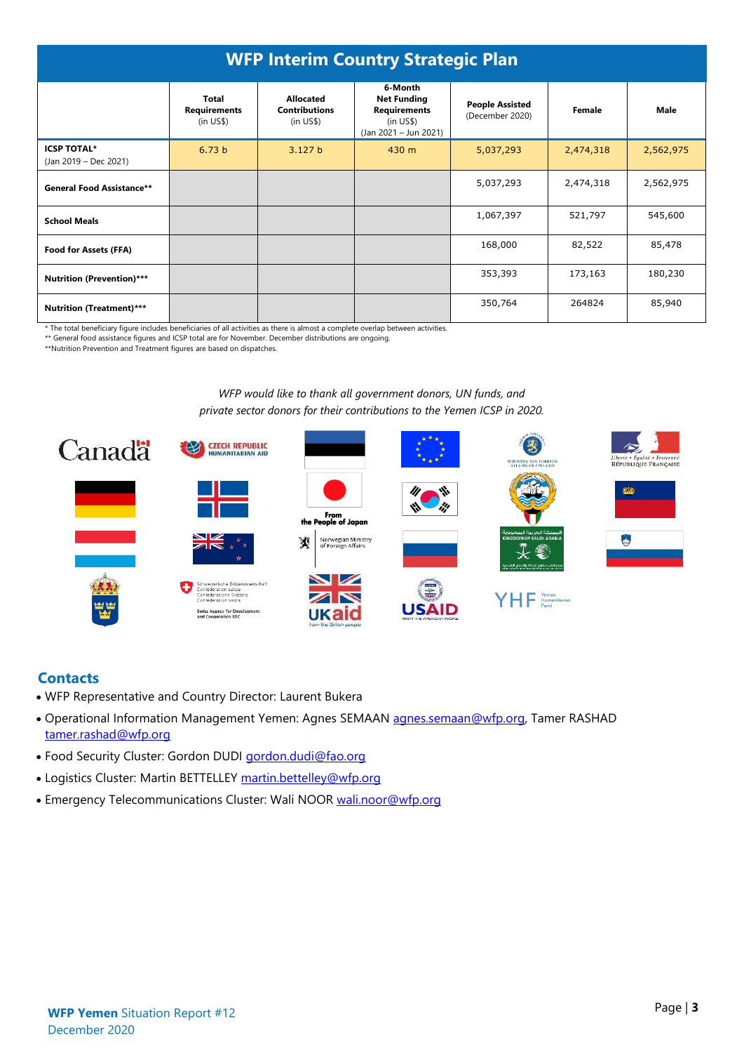## WFP Interim Country Strategic Plan

| | Total Requirements (in US$) | Allocated Contributions (in US$) | 6-Month Net Funding Requirements (in US$) (Jan 2021 – Jun 2021) | People Assisted (December 2020) | Female | Male |
|---|---|---|---|---|---|---|
| **ICSP TOTAL*** (Jan 2019 – Dec 2021) | 6.73 b | 3.127 b | 430 m | 5,037,293 | 2,474,318 | 2,562,975 |
| **General Food Assistance**** | | | | 5,037,293 | 2,474,318 | 2,562,975 |
| **School Meals** | | | | 1,067,397 | 521,797 | 545,600 |
| **Food for Assets (FFA)** | | | | 168,000 | 82,522 | 85,478 |
| **Nutrition (Prevention)***** | | | | 353,393 | 173,163 | 180,230 |
| **Nutrition (Treatment)***** | | | | 350,764 | 264824 | 85,940 |

* The total beneficiary figure includes beneficiaries of all activities as there is almost a complete overlap between activities.
** General food assistance figures and ICSP total are for November. December distributions are ongoing.
**Nutrition Prevention and Treatment figures are based on dispatches.

*WFP would like to thank all government donors, UN funds, and private sector donors for their contributions to the Yemen ICSP in 2020.*

## Contacts

- WFP Representative and Country Director: Laurent Bukera
- Operational Information Management Yemen: Agnes SEMAAN agnes.semaan@wfp.org, Tamer RASHAD tamer.rashad@wfp.org
- Food Security Cluster: Gordon DUDI gordon.dudi@fao.org
- Logistics Cluster: Martin BETTELLEY martin.bettelley@wfp.org
- Emergency Telecommunications Cluster: Wali NOOR wali.noor@wfp.org